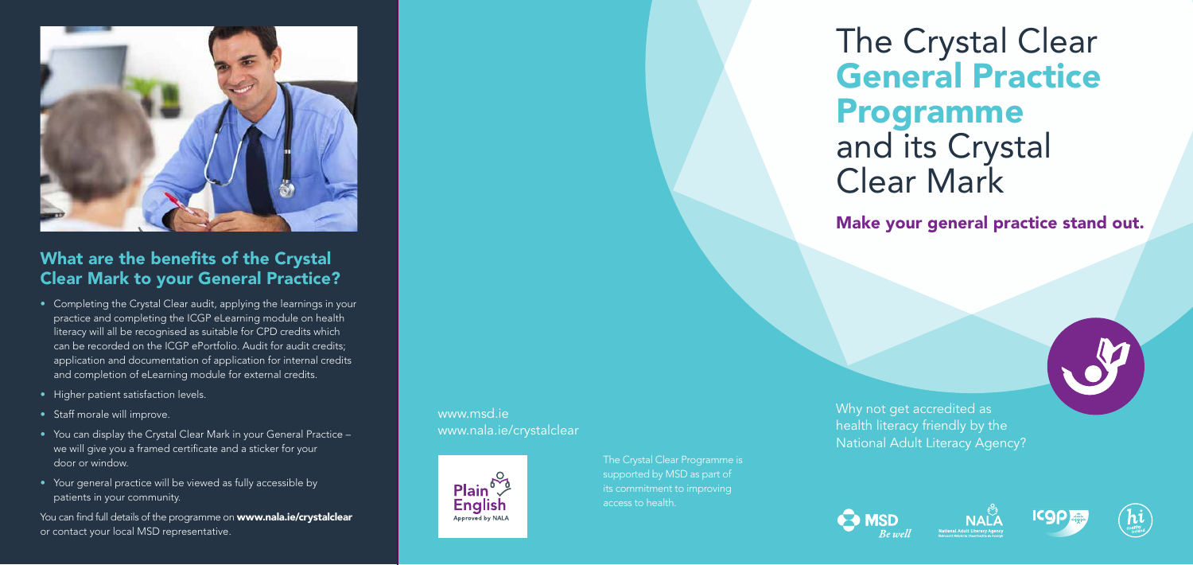# The Crystal Clear **General Practice Programme** and its Crystal Clear Mark

## Make your general practice stand out.

Why not get accredited as health literacy friendly by the National Adult Literacy Agency?

## What are the benefits of the Crystal Clear Mark to your General Practice?

- Completing the Crystal Clear audit, applying the learnings in your practice and completing the ICGP eLearning module on health literacy will all be recognised as suitable for CPD credits which can be recorded on the ICGP ePortfolio. Audit for audit credits; application and documentation of application for internal credits and completion of eLearning module for external credits.
- Higher patient satisfaction levels.
- Staff morale will improve.
- You can display the Crystal Clear Mark in your General Practice – we will give you a framed certificate and a sticker for your door or window.
- Your general practice will be viewed as fully accessible by patients in your community.

You can find full details of the programme on **www.nala.ie/crystalclear** or contact your local MSD representative.

www.msd.ie
www.nala.ie/crystalclear

Plain English Approved by NALA

The Crystal Clear Programme is supported by MSD as part of its commitment to improving access to health.

MSD Be well

NALA National Adult Literacy Agency

ICGP

hi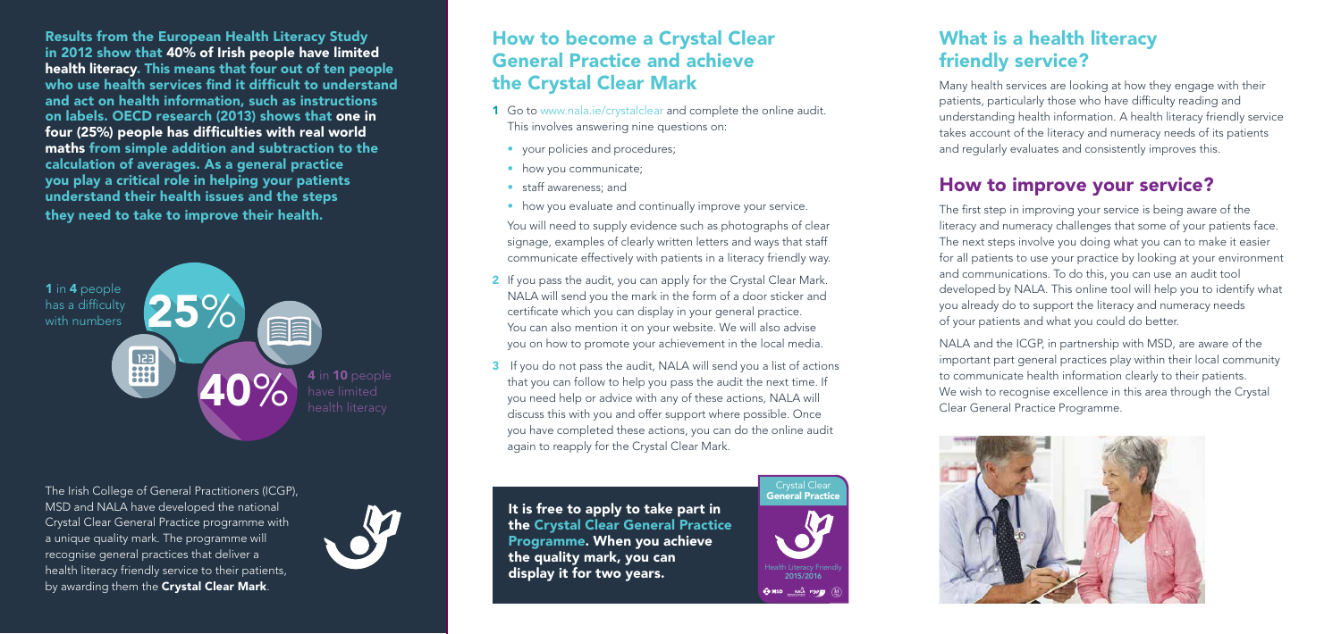**Results from the European Health Literacy Study in 2012 show that 40% of Irish people have limited health literacy. This means that four out of ten people who use health services find it difficult to understand and act on health information, such as instructions on labels. OECD research (2013) shows that one in four (25%) people has difficulties with real world maths from simple addition and subtraction to the calculation of averages. As a general practice you play a critical role in helping your patients understand their health issues and the steps they need to take to improve their health.**

**1** in **4** people has a difficulty with numbers

25%

40%

**4** in **10** people have limited health literacy

The Irish College of General Practitioners (ICGP), MSD and NALA have developed the national Crystal Clear General Practice programme with a unique quality mark. The programme will recognise general practices that deliver a health literacy friendly service to their patients, by awarding them the **Crystal Clear Mark**.

## How to become a Crystal Clear General Practice and achieve the Crystal Clear Mark

1. Go to www.nala.ie/crystalclear and complete the online audit. This involves answering nine questions on:
   - your policies and procedures;
   - how you communicate;
   - staff awareness; and
   - how you evaluate and continually improve your service.

   You will need to supply evidence such as photographs of clear signage, examples of clearly written letters and ways that staff communicate effectively with patients in a literacy friendly way.
2. If you pass the audit, you can apply for the Crystal Clear Mark. NALA will send you the mark in the form of a door sticker and certificate which you can display in your general practice. You can also mention it on your website. We will also advise you on how to promote your achievement in the local media.
3. If you do not pass the audit, NALA will send you a list of actions that you can follow to help you pass the audit the next time. If you need help or advice with any of these actions, NALA will discuss this with you and offer support where possible. Once you have completed these actions, you can do the online audit again to reapply for the Crystal Clear Mark.

**It is free to apply to take part in the Crystal Clear General Practice Programme. When you achieve the quality mark, you can display it for two years.**

Crystal Clear
**General Practice**
Health Literacy Friendly
2015/2016

## What is a health literacy friendly service?

Many health services are looking at how they engage with their patients, particularly those who have difficulty reading and understanding health information. A health literacy friendly service takes account of the literacy and numeracy needs of its patients and regularly evaluates and consistently improves this.

## How to improve your service?

The first step in improving your service is being aware of the literacy and numeracy challenges that some of your patients face. The next steps involve you doing what you can to make it easier for all patients to use your practice by looking at your environment and communications. To do this, you can use an audit tool developed by NALA. This online tool will help you to identify what you already do to support the literacy and numeracy needs of your patients and what you could do better.

NALA and the ICGP, in partnership with MSD, are aware of the important part general practices play within their local community to communicate health information clearly to their patients. We wish to recognise excellence in this area through the Crystal Clear General Practice Programme.